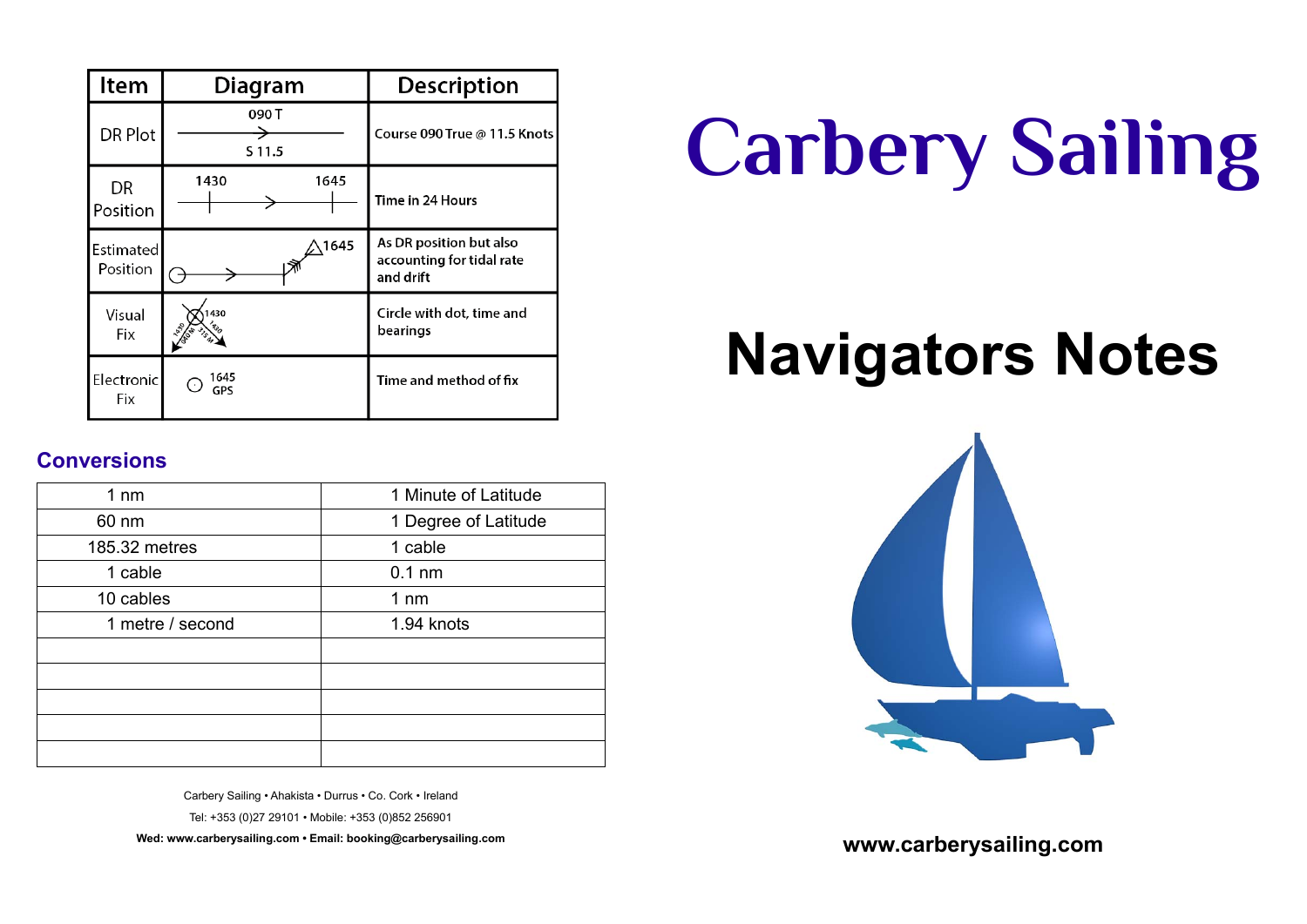| Item | Diagram | Description |
|---|---|---|
| DR Plot | 090 T<br>S 11.5 | Course 090 True @ 11.5 Knots |
| DR Position | 1430 1645 | Time in 24 Hours |
| Estimated Position | 1645 | As DR position but also accounting for tidal rate and drift |
| Visual Fix | 1430 | Circle with dot, time and bearings |
| Electronic Fix | 1645<br>GPS | Time and method of fix |

## Conversions

| | |
|---|---|
| 1 nm | 1 Minute of Latitude |
| 60 nm | 1 Degree of Latitude |
| 185.32 metres | 1 cable |
| 1 cable | 0.1 nm |
| 10 cables | 1 nm |
| 1 metre / second | 1.94 knots |
| | |
| | |
| | |
| | |
| | |

Carbery Sailing • Ahakista • Durrus • Co. Cork • Ireland

Tel: +353 (0)27 29101 • Mobile: +353 (0)852 256901

**Wed: www.carberysailing.com • Email: booking@carberysailing.com**

# Carbery Sailing

# Navigators Notes

**www.carberysailing.com**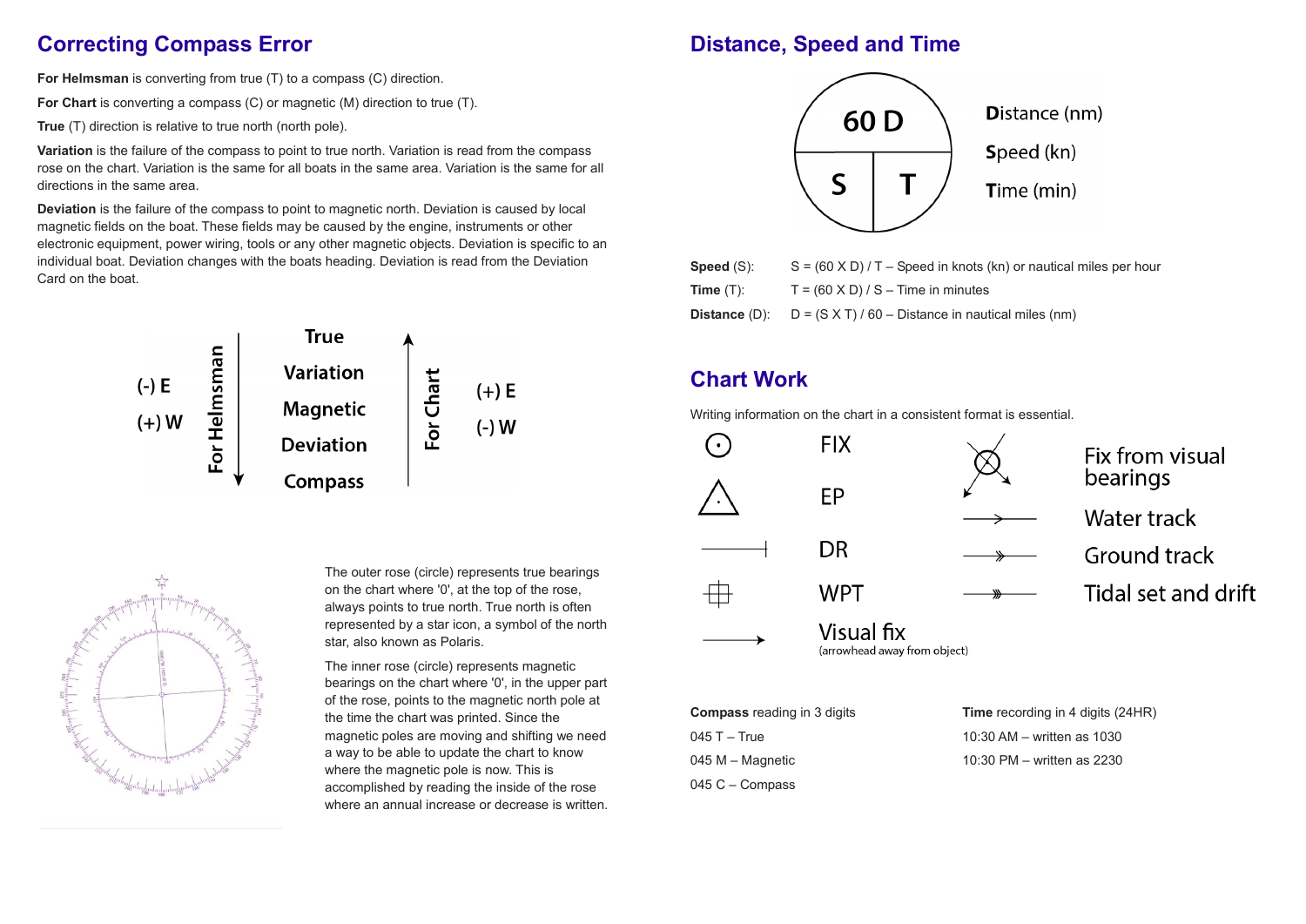## Correcting Compass Error

**For Helmsman** is converting from true (T) to a compass (C) direction.

**For Chart** is converting a compass (C) or magnetic (M) direction to true (T).

**True** (T) direction is relative to true north (north pole).

**Variation** is the failure of the compass to point to true north. Variation is read from the compass rose on the chart. Variation is the same for all boats in the same area. Variation is the same for all directions in the same area.

**Deviation** is the failure of the compass to point to magnetic north. Deviation is caused by local magnetic fields on the boat. These fields may be caused by the engine, instruments or other electronic equipment, power wiring, tools or any other magnetic objects. Deviation is specific to an individual boat. Deviation changes with the boats heading. Deviation is read from the Deviation Card on the boat.

(-) E

(+) W

For Helmsman

True

Variation

Magnetic

Deviation

Compass

For Chart

(+) E

(-) W

The outer rose (circle) represents true bearings on the chart where '0', at the top of the rose, always points to true north. True north is often represented by a star icon, a symbol of the north star, also known as Polaris.

The inner rose (circle) represents magnetic bearings on the chart where '0', in the upper part of the rose, points to the magnetic north pole at the time the chart was printed. Since the magnetic poles are moving and shifting we need a way to be able to update the chart to know where the magnetic pole is now. This is accomplished by reading the inside of the rose where an annual increase or decrease is written.

## Distance, Speed and Time

60 D

S | T

**D**istance (nm)

**S**peed (kn)

**T**ime (min)

**Speed** (S): $S = (60 \times D) / T$ – Speed in knots (kn) or nautical miles per hour

**Time** (T): $T = (60 \times D) / S$ – Time in minutes

**Distance** (D): $D = (S \times T) / 60$ – Distance in nautical miles (nm)

## Chart Work

Writing information on the chart in a consistent format is essential.

FIX

EP

DR

WPT

Visual fix
(arrowhead away from object)

Fix from visual bearings

Water track

Ground track

Tidal set and drift

**Compass** reading in 3 digits

045 T – True

045 M – Magnetic

045 C – Compass

**Time** recording in 4 digits (24HR)

10:30 AM – written as 1030

10:30 PM – written as 2230